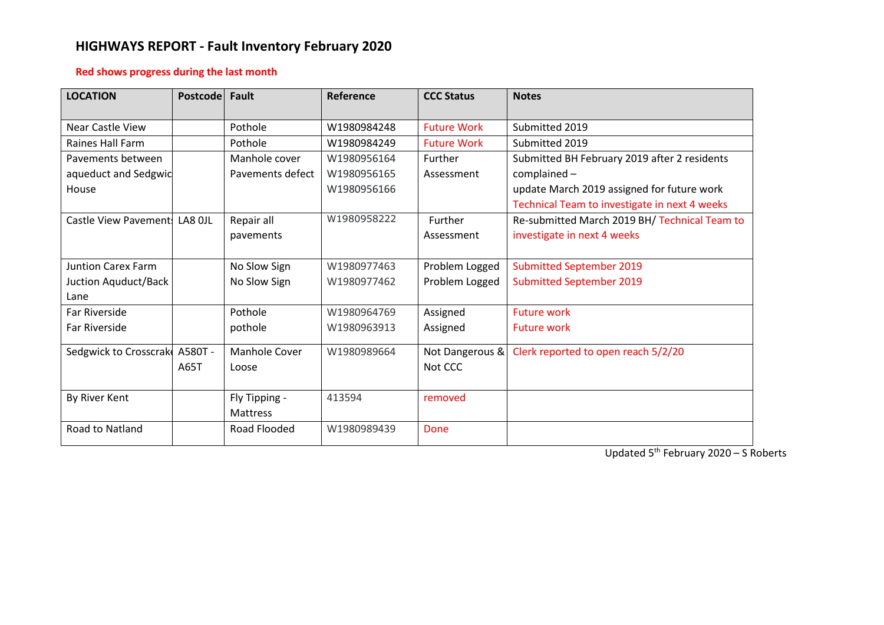# HIGHWAYS REPORT - Fault Inventory February 2020

**Red shows progress during the last month**

| **LOCATION** | **Postcode** | **Fault** | **Reference** | **CCC Status** | **Notes** |
|---|---|---|---|---|---|
| Near Castle View | | Pothole | W1980984248 | Future Work | Submitted 2019 |
| Raines Hall Farm | | Pothole | W1980984249 | Future Work | Submitted 2019 |
| Pavements between aqueduct and Sedgwic House | | Manhole cover<br>Pavements defect | W1980956164<br>W1980956165<br>W1980956166 | Further Assessment | Submitted BH February 2019 after 2 residents complained –<br>update March 2019 assigned for future work<br>Technical Team to investigate in next 4 weeks |
| Castle View Pavement | LA8 0JL | Repair all pavements | W1980958222 | Further Assessment | Re-submitted March 2019 BH/ Technical Team to investigate in next 4 weeks |
| Juntion Carex Farm<br>Juction Aquduct/Back Lane | | No Slow Sign<br>No Slow Sign | W1980977463<br>W1980977462 | Problem Logged<br>Problem Logged | Submitted September 2019<br>Submitted September 2019 |
| Far Riverside<br>Far Riverside | | Pothole<br>pothole | W1980964769<br>W1980963913 | Assigned<br>Assigned | Future work<br>Future work |
| Sedgwick to Crosscrak | A580T - A65T | Manhole Cover Loose | W1980989664 | Not Dangerous & Not CCC | Clerk reported to open reach 5/2/20 |
| By River Kent | | Fly Tipping - Mattress | 413594 | removed | |
| Road to Natland | | Road Flooded | W1980989439 | Done | |

Updated 5th February 2020 – S Roberts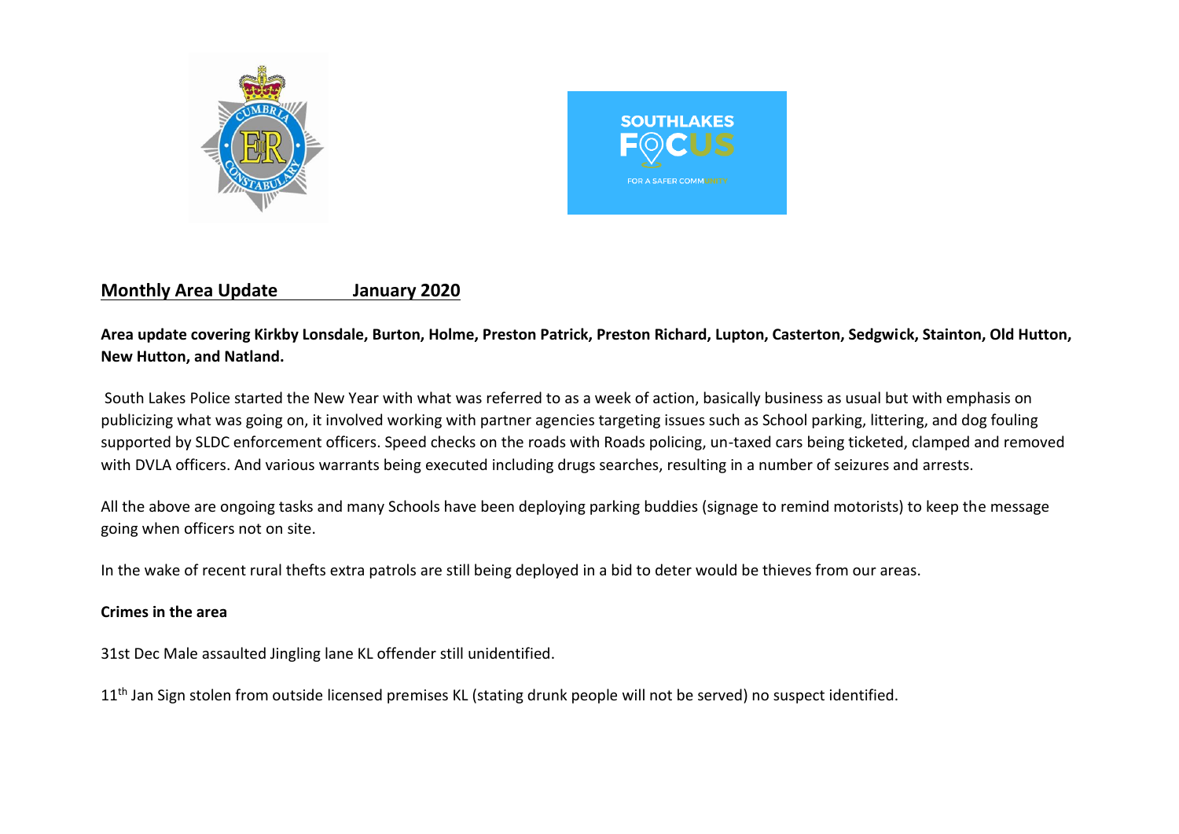**Monthly Area Update January 2020**

**Area update covering Kirkby Lonsdale, Burton, Holme, Preston Patrick, Preston Richard, Lupton, Casterton, Sedgwick, Stainton, Old Hutton, New Hutton, and Natland.**

South Lakes Police started the New Year with what was referred to as a week of action, basically business as usual but with emphasis on publicizing what was going on, it involved working with partner agencies targeting issues such as School parking, littering, and dog fouling supported by SLDC enforcement officers. Speed checks on the roads with Roads policing, un-taxed cars being ticketed, clamped and removed with DVLA officers. And various warrants being executed including drugs searches, resulting in a number of seizures and arrests.

All the above are ongoing tasks and many Schools have been deploying parking buddies (signage to remind motorists) to keep the message going when officers not on site.

In the wake of recent rural thefts extra patrols are still being deployed in a bid to deter would be thieves from our areas.

**Crimes in the area**

31st Dec Male assaulted Jingling lane KL offender still unidentified.

11th Jan Sign stolen from outside licensed premises KL (stating drunk people will not be served) no suspect identified.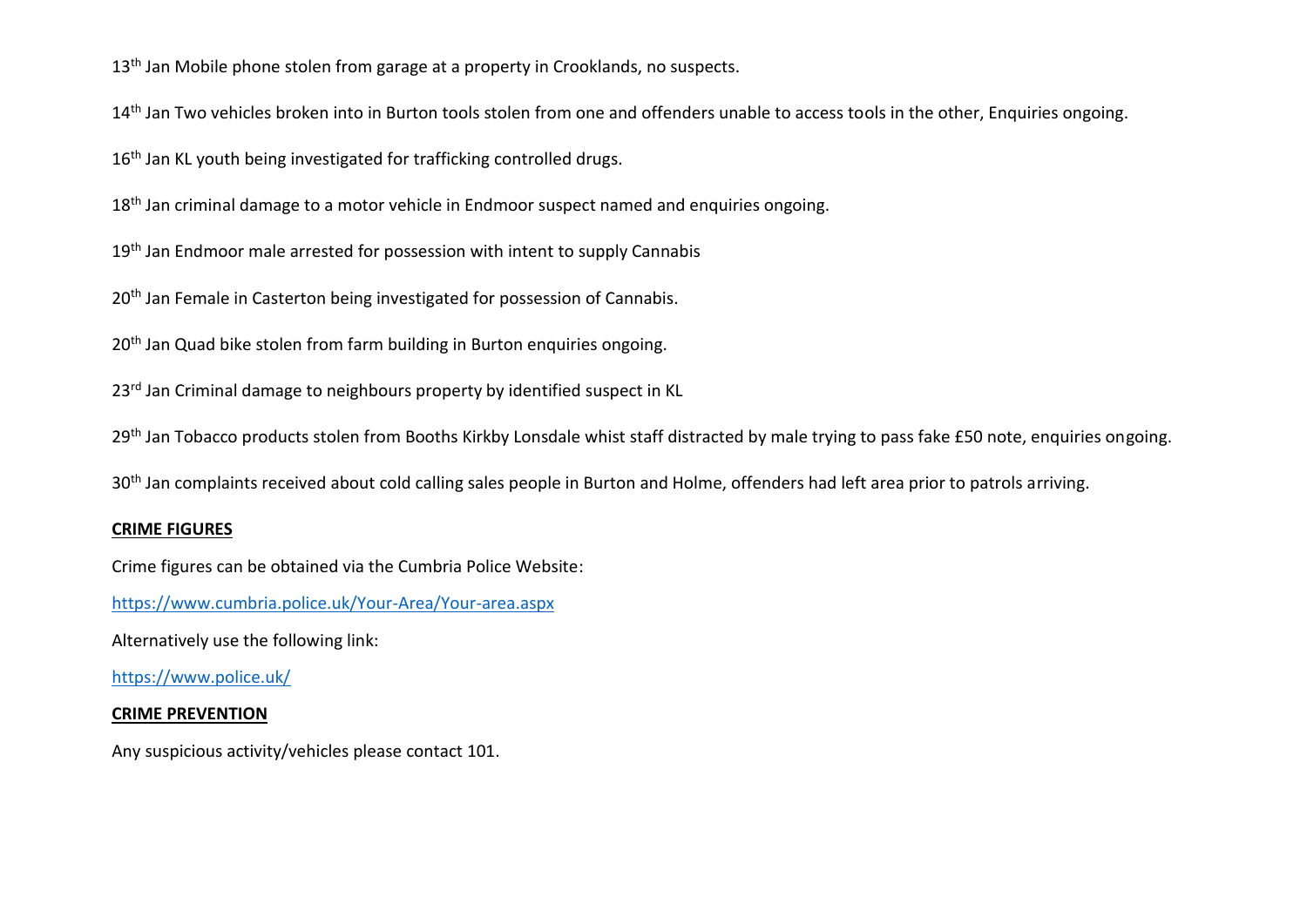13th Jan Mobile phone stolen from garage at a property in Crooklands, no suspects.

14th Jan Two vehicles broken into in Burton tools stolen from one and offenders unable to access tools in the other, Enquiries ongoing.

16th Jan KL youth being investigated for trafficking controlled drugs.

18th Jan criminal damage to a motor vehicle in Endmoor suspect named and enquiries ongoing.

19th Jan Endmoor male arrested for possession with intent to supply Cannabis

20th Jan Female in Casterton being investigated for possession of Cannabis.

20th Jan Quad bike stolen from farm building in Burton enquiries ongoing.

23rd Jan Criminal damage to neighbours property by identified suspect in KL

29th Jan Tobacco products stolen from Booths Kirkby Lonsdale whist staff distracted by male trying to pass fake £50 note, enquiries ongoing.

30th Jan complaints received about cold calling sales people in Burton and Holme, offenders had left area prior to patrols arriving.

**CRIME FIGURES**

Crime figures can be obtained via the Cumbria Police Website:

https://www.cumbria.police.uk/Your-Area/Your-area.aspx

Alternatively use the following link:

https://www.police.uk/

**CRIME PREVENTION**

Any suspicious activity/vehicles please contact 101.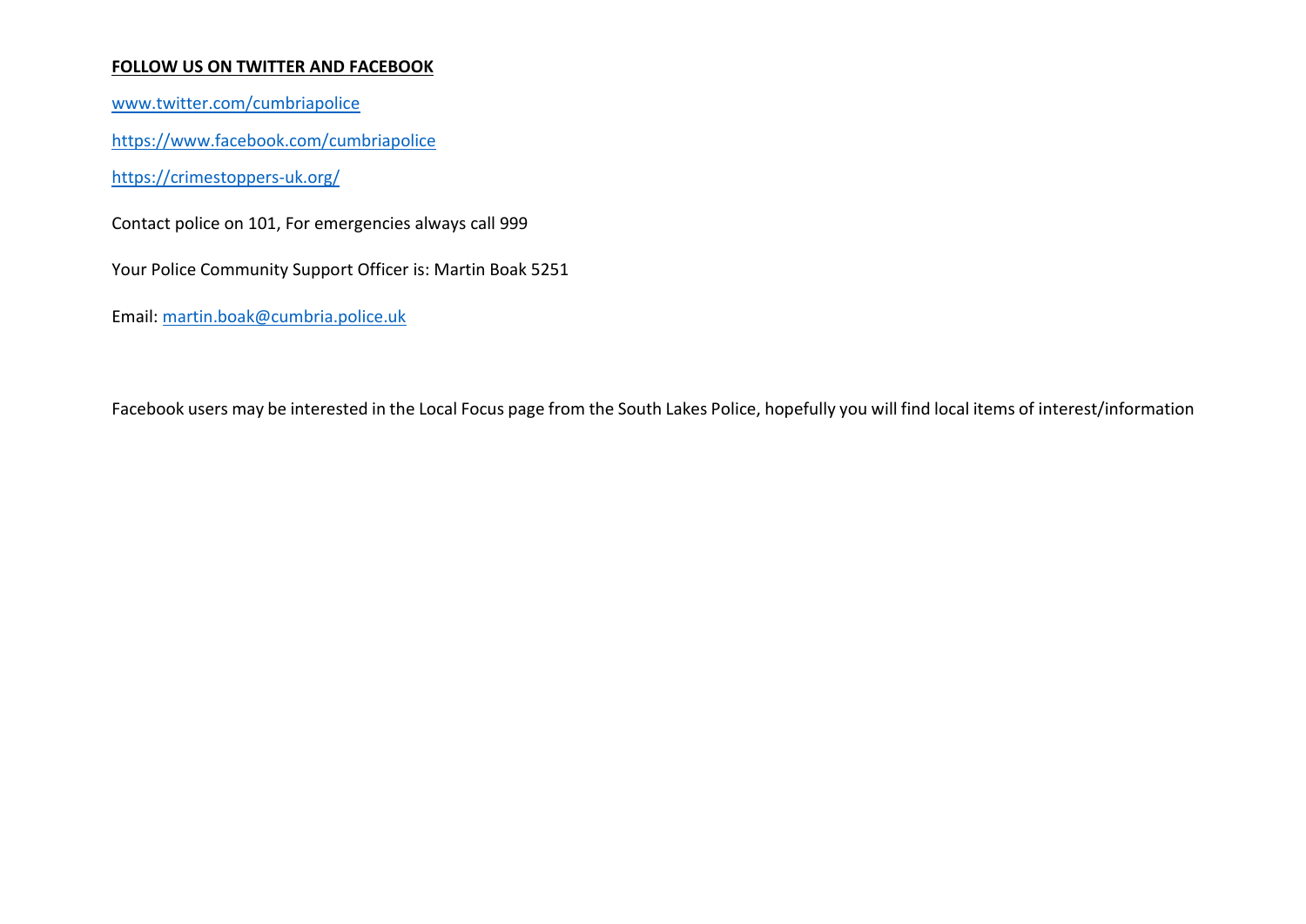**FOLLOW US ON TWITTER AND FACEBOOK**

www.twitter.com/cumbriapolice

https://www.facebook.com/cumbriapolice

https://crimestoppers-uk.org/

Contact police on 101, For emergencies always call 999

Your Police Community Support Officer is: Martin Boak 5251

Email: martin.boak@cumbria.police.uk

Facebook users may be interested in the Local Focus page from the South Lakes Police, hopefully you will find local items of interest/information